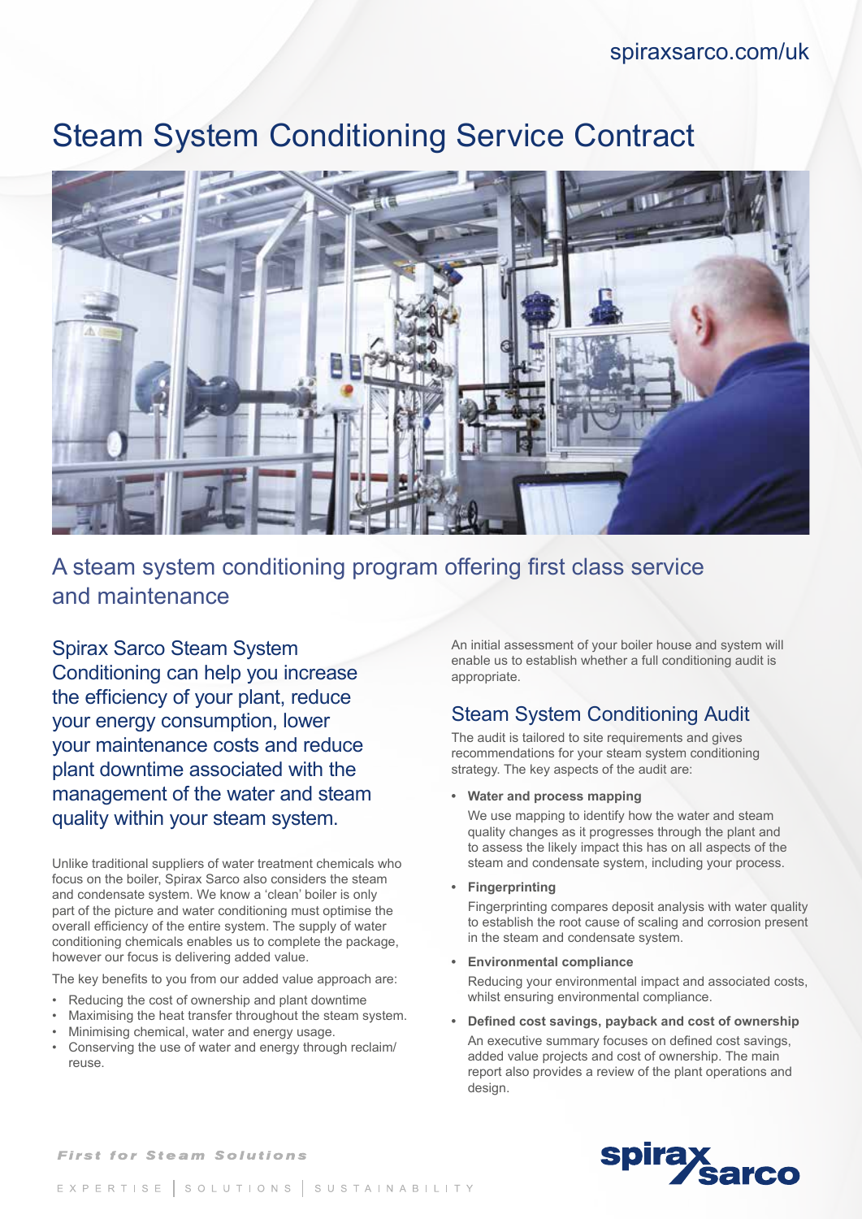spiraxsarco.com/uk

# Steam System Conditioning Service Contract

## A steam system conditioning program offering first class service and maintenance

### Spirax Sarco Steam System Conditioning can help you increase the efficiency of your plant, reduce your energy consumption, lower your maintenance costs and reduce plant downtime associated with the management of the water and steam quality within your steam system.

Unlike traditional suppliers of water treatment chemicals who focus on the boiler, Spirax Sarco also considers the steam and condensate system. We know a 'clean' boiler is only part of the picture and water conditioning must optimise the overall efficiency of the entire system. The supply of water conditioning chemicals enables us to complete the package, however our focus is delivering added value.

The key benefits to you from our added value approach are:

- Reducing the cost of ownership and plant downtime
- Maximising the heat transfer throughout the steam system.
- Minimising chemical, water and energy usage.
- Conserving the use of water and energy through reclaim/reuse.

An initial assessment of your boiler house and system will enable us to establish whether a full conditioning audit is appropriate.

## Steam System Conditioning Audit

The audit is tailored to site requirements and gives recommendations for your steam system conditioning strategy. The key aspects of the audit are:

- **Water and process mapping**

  We use mapping to identify how the water and steam quality changes as it progresses through the plant and to assess the likely impact this has on all aspects of the steam and condensate system, including your process.

- **Fingerprinting**

  Fingerprinting compares deposit analysis with water quality to establish the root cause of scaling and corrosion present in the steam and condensate system.

- **Environmental compliance**

  Reducing your environmental impact and associated costs, whilst ensuring environmental compliance.

- **Defined cost savings, payback and cost of ownership**

  An executive summary focuses on defined cost savings, added value projects and cost of ownership. The main report also provides a review of the plant operations and design.

*First for Steam Solutions*

EXPERTISE | SOLUTIONS | SUSTAINABILITY

spirax sarco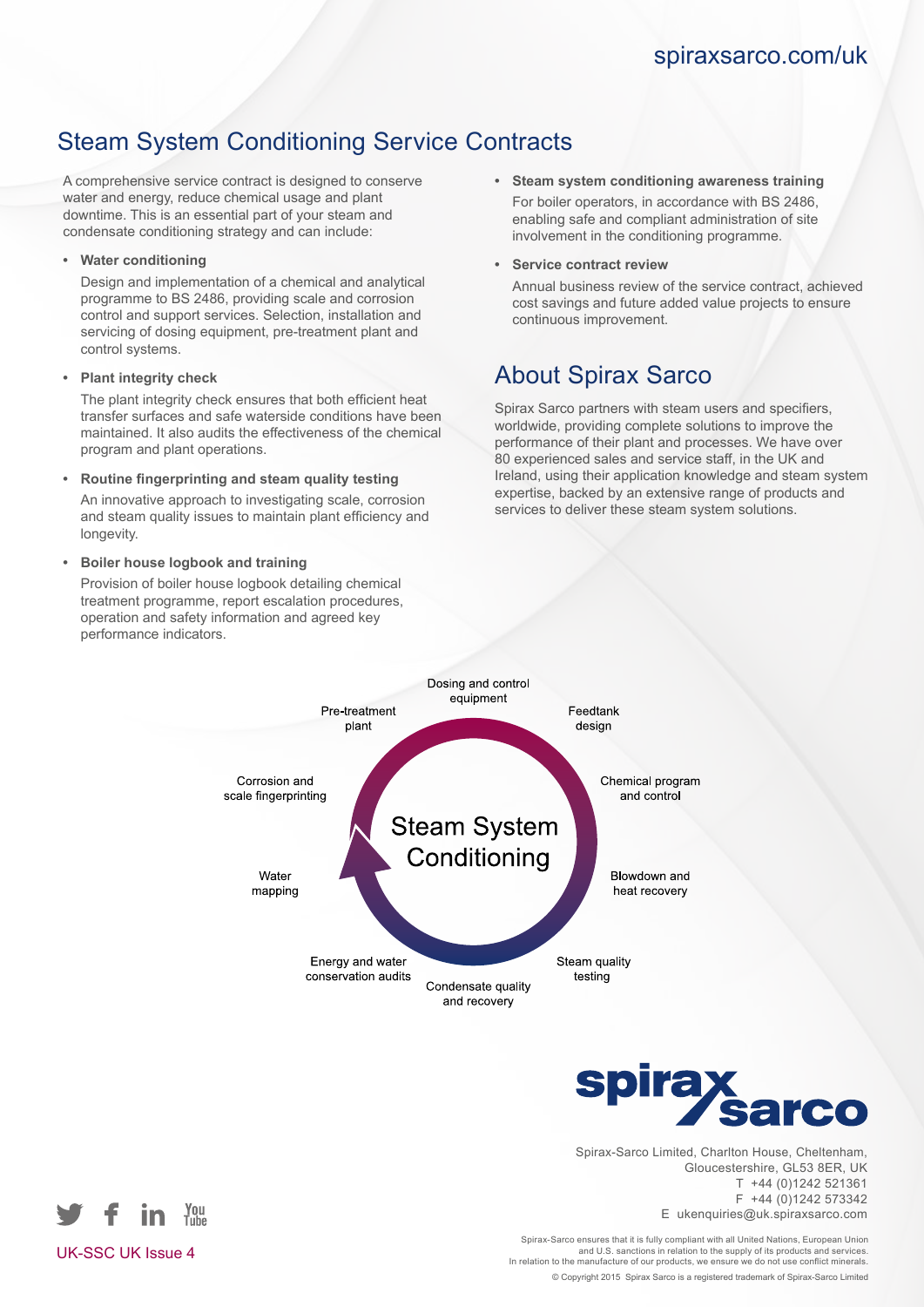spiraxsarco.com/uk

# Steam System Conditioning Service Contracts

A comprehensive service contract is designed to conserve water and energy, reduce chemical usage and plant downtime. This is an essential part of your steam and condensate conditioning strategy and can include:

- **Water conditioning**

  Design and implementation of a chemical and analytical programme to BS 2486, providing scale and corrosion control and support services. Selection, installation and servicing of dosing equipment, pre-treatment plant and control systems.

- **Plant integrity check**

  The plant integrity check ensures that both efficient heat transfer surfaces and safe waterside conditions have been maintained. It also audits the effectiveness of the chemical program and plant operations.

- **Routine fingerprinting and steam quality testing**

  An innovative approach to investigating scale, corrosion and steam quality issues to maintain plant efficiency and longevity.

- **Boiler house logbook and training**

  Provision of boiler house logbook detailing chemical treatment programme, report escalation procedures, operation and safety information and agreed key performance indicators.

- **Steam system conditioning awareness training**

  For boiler operators, in accordance with BS 2486, enabling safe and compliant administration of site involvement in the conditioning programme.

- **Service contract review**

  Annual business review of the service contract, achieved cost savings and future added value projects to ensure continuous improvement.

## About Spirax Sarco

Spirax Sarco partners with steam users and specifiers, worldwide, providing complete solutions to improve the performance of their plant and processes. We have over 80 experienced sales and service staff, in the UK and Ireland, using their application knowledge and steam system expertise, backed by an extensive range of products and services to deliver these steam system solutions.

Steam System Conditioning

Dosing and control equipment

Feedtank design

Chemical program and control

Blowdown and heat recovery

Steam quality testing

Condensate quality and recovery

Energy and water conservation audits

Water mapping

Corrosion and scale fingerprinting

Pre-treatment plant

spirax sarco

Spirax-Sarco Limited, Charlton House, Cheltenham, Gloucestershire, GL53 8ER, UK
T +44 (0)1242 521361
F +44 (0)1242 573342
E ukenquiries@uk.spiraxsarco.com

UK-SSC UK Issue 4

Spirax-Sarco ensures that it is fully compliant with all United Nations, European Union and U.S. sanctions in relation to the supply of its products and services. In relation to the manufacture of our products, we ensure we do not use conflict minerals.

© Copyright 2015 Spirax Sarco is a registered trademark of Spirax-Sarco Limited